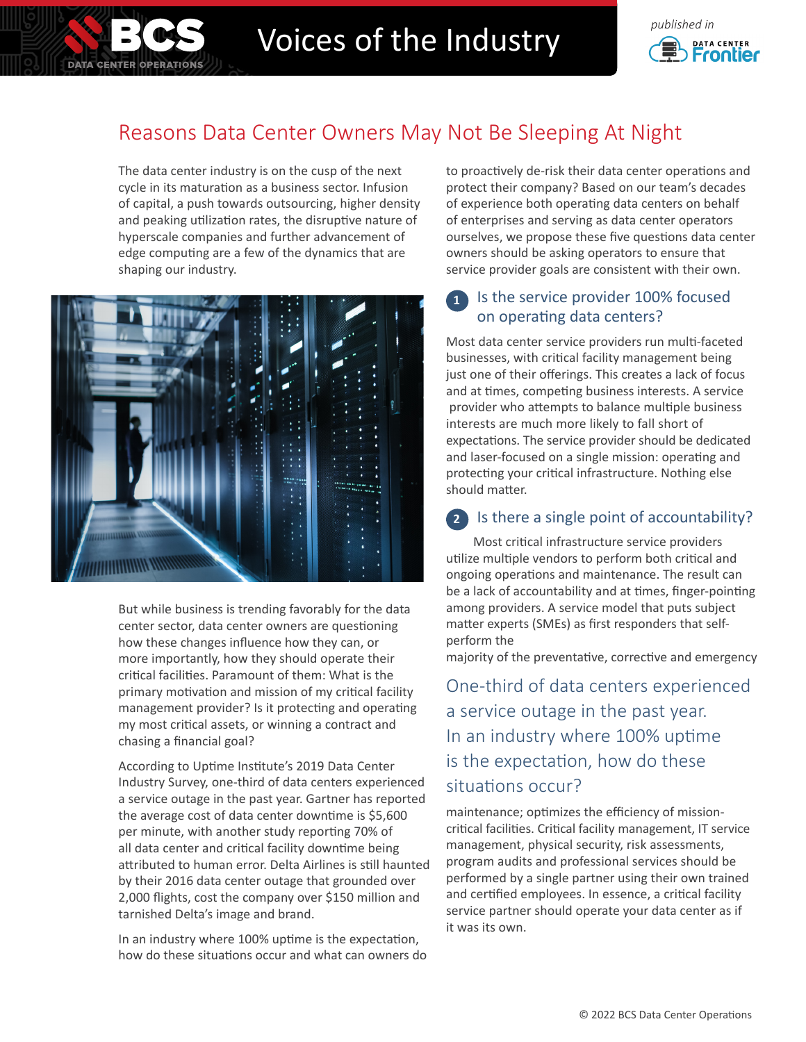# Reasons Data Center Owners May Not Be Sleeping At Night

The data center industry is on the cusp of the next cycle in its maturation as a business sector. Infusion of capital, a push towards outsourcing, higher density and peaking utilization rates, the disruptive nature of hyperscale companies and further advancement of edge computing are a few of the dynamics that are shaping our industry.

But while business is trending favorably for the data center sector, data center owners are questioning how these changes influence how they can, or more importantly, how they should operate their critical facilities. Paramount of them: What is the primary motivation and mission of my critical facility management provider? Is it protecting and operating my most critical assets, or winning a contract and chasing a financial goal?

According to Uptime Institute's 2019 Data Center Industry Survey, one-third of data centers experienced a service outage in the past year. Gartner has reported the average cost of data center downtime is $5,600 per minute, with another study reporting 70% of all data center and critical facility downtime being attributed to human error. Delta Airlines is still haunted by their 2016 data center outage that grounded over 2,000 flights, cost the company over $150 million and tarnished Delta's image and brand.

In an industry where 100% uptime is the expectation, how do these situations occur and what can owners do to proactively de-risk their data center operations and protect their company? Based on our team's decades of experience both operating data centers on behalf of enterprises and serving as data center operators ourselves, we propose these five questions data center owners should be asking operators to ensure that service provider goals are consistent with their own.

## 1 Is the service provider 100% focused on operating data centers?

Most data center service providers run multi-faceted businesses, with critical facility management being just one of their offerings. This creates a lack of focus and at times, competing business interests. A service provider who attempts to balance multiple business interests are much more likely to fall short of expectations. The service provider should be dedicated and laser-focused on a single mission: operating and protecting your critical infrastructure. Nothing else should matter.

## 2 Is there a single point of accountability?

Most critical infrastructure service providers utilize multiple vendors to perform both critical and ongoing operations and maintenance. The result can be a lack of accountability and at times, finger-pointing among providers. A service model that puts subject matter experts (SMEs) as first responders that self-perform the majority of the preventative, corrective and emergency maintenance; optimizes the efficiency of mission-critical facilities. Critical facility management, IT service management, physical security, risk assessments, program audits and professional services should be performed by a single partner using their own trained and certified employees. In essence, a critical facility service partner should operate your data center as if it was its own.

> One-third of data centers experienced a service outage in the past year. In an industry where 100% uptime is the expectation, how do these situations occur?

© 2022 BCS Data Center Operations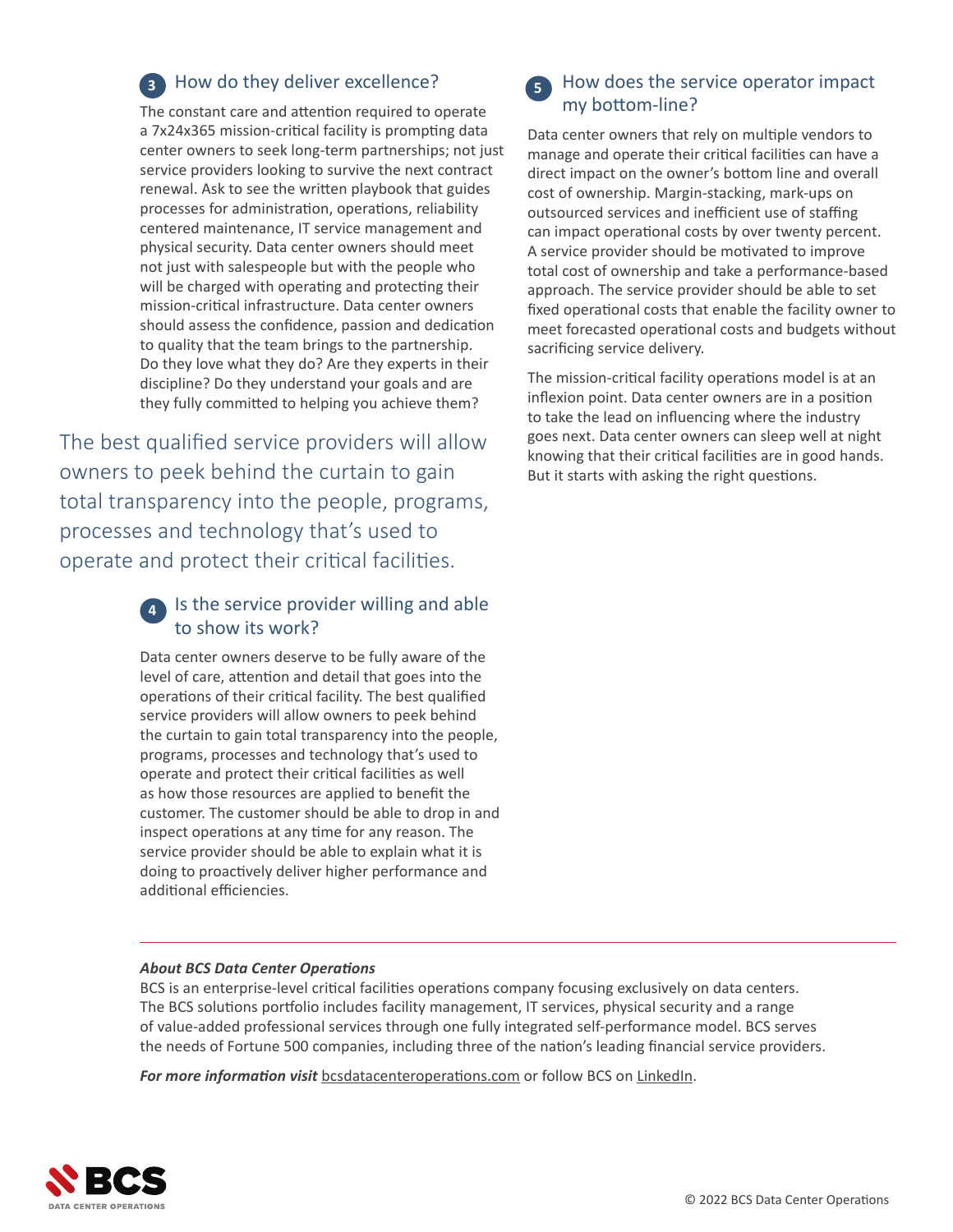## 3 How do they deliver excellence?

The constant care and attention required to operate a 7x24x365 mission-critical facility is prompting data center owners to seek long-term partnerships; not just service providers looking to survive the next contract renewal. Ask to see the written playbook that guides processes for administration, operations, reliability centered maintenance, IT service management and physical security. Data center owners should meet not just with salespeople but with the people who will be charged with operating and protecting their mission-critical infrastructure. Data center owners should assess the confidence, passion and dedication to quality that the team brings to the partnership. Do they love what they do? Are they experts in their discipline? Do they understand your goals and are they fully committed to helping you achieve them?

> The best qualified service providers will allow owners to peek behind the curtain to gain total transparency into the people, programs, processes and technology that's used to operate and protect their critical facilities.

## 4 Is the service provider willing and able to show its work?

Data center owners deserve to be fully aware of the level of care, attention and detail that goes into the operations of their critical facility. The best qualified service providers will allow owners to peek behind the curtain to gain total transparency into the people, programs, processes and technology that's used to operate and protect their critical facilities as well as how those resources are applied to benefit the customer. The customer should be able to drop in and inspect operations at any time for any reason. The service provider should be able to explain what it is doing to proactively deliver higher performance and additional efficiencies.

## 5 How does the service operator impact my bottom-line?

Data center owners that rely on multiple vendors to manage and operate their critical facilities can have a direct impact on the owner's bottom line and overall cost of ownership. Margin-stacking, mark-ups on outsourced services and inefficient use of staffing can impact operational costs by over twenty percent. A service provider should be motivated to improve total cost of ownership and take a performance-based approach. The service provider should be able to set fixed operational costs that enable the facility owner to meet forecasted operational costs and budgets without sacrificing service delivery.

The mission-critical facility operations model is at an inflexion point. Data center owners are in a position to take the lead on influencing where the industry goes next. Data center owners can sleep well at night knowing that their critical facilities are in good hands. But it starts with asking the right questions.

---

***About BCS Data Center Operations***

BCS is an enterprise-level critical facilities operations company focusing exclusively on data centers. The BCS solutions portfolio includes facility management, IT services, physical security and a range of value-added professional services through one fully integrated self-performance model. BCS serves the needs of Fortune 500 companies, including three of the nation's leading financial service providers.

***For more information visit*** bcsdatacenteroperations.com or follow BCS on LinkedIn.

BCS DATA CENTER OPERATIONS

© 2022 BCS Data Center Operations